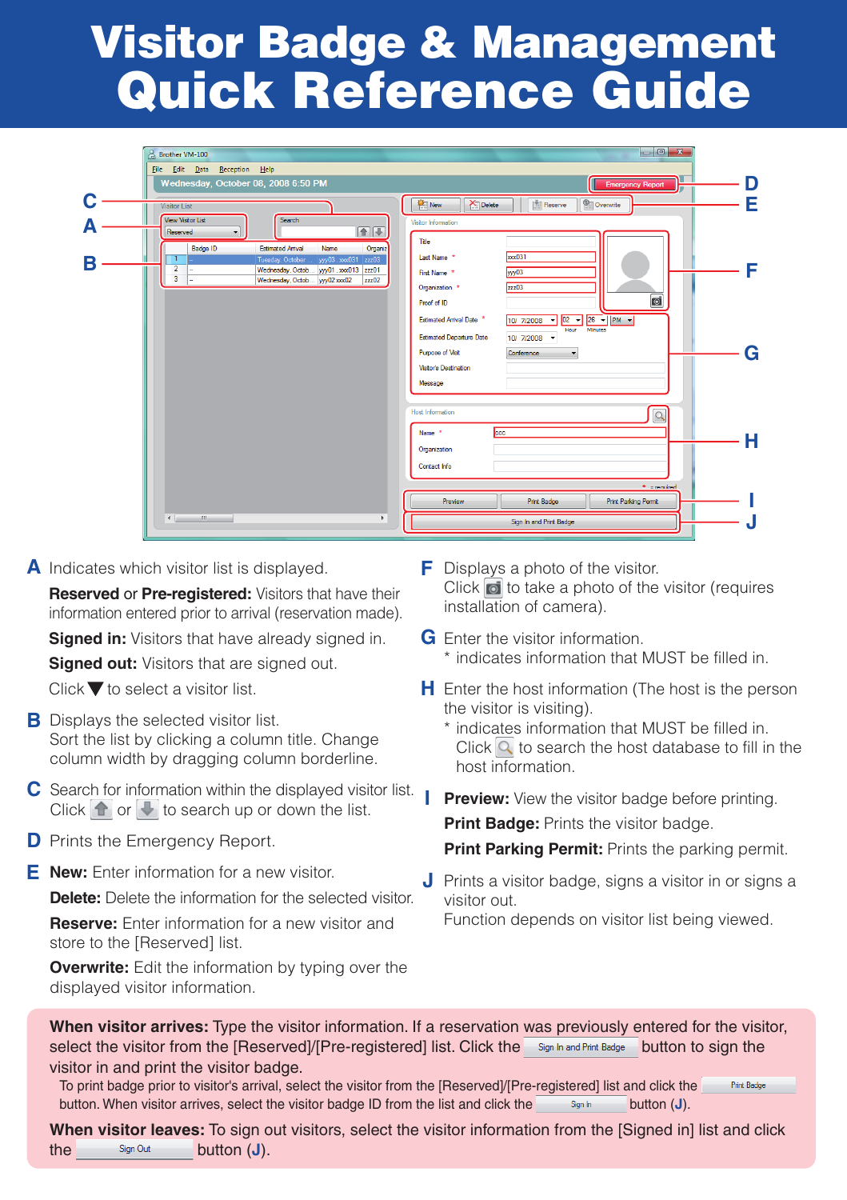# Visitor Badge & Management Quick Reference Guide

**A** Indicates which visitor list is displayed.

**Reserved** or **Pre-registered:** Visitors that have their information entered prior to arrival (reservation made).

**Signed in:** Visitors that have already signed in.

**Signed out:** Visitors that are signed out.

Click ▼ to select a visitor list.

**B** Displays the selected visitor list.
Sort the list by clicking a column title. Change column width by dragging column borderline.

**C** Search for information within the displayed visitor list.
Click ⬆ or ⬇ to search up or down the list.

**D** Prints the Emergency Report.

**E** **New:** Enter information for a new visitor.

**Delete:** Delete the information for the selected visitor.

**Reserve:** Enter information for a new visitor and store to the [Reserved] list.

**Overwrite:** Edit the information by typing over the displayed visitor information.

**F** Displays a photo of the visitor.
Click 📷 to take a photo of the visitor (requires installation of camera).

**G** Enter the visitor information.
\* indicates information that MUST be filled in.

**H** Enter the host information (The host is the person the visitor is visiting).
\* indicates information that MUST be filled in.
Click 🔍 to search the host database to fill in the host information.

**I** **Preview:** View the visitor badge before printing.

**Print Badge:** Prints the visitor badge.

**Print Parking Permit:** Prints the parking permit.

**J** Prints a visitor badge, signs a visitor in or signs a visitor out.
Function depends on visitor list being viewed.

**When visitor arrives:** Type the visitor information. If a reservation was previously entered for the visitor, select the visitor from the [Reserved]/[Pre-registered] list. Click the [Sign In and Print Badge] button to sign the visitor in and print the visitor badge.

To print badge prior to visitor's arrival, select the visitor from the [Reserved]/[Pre-registered] list and click the [Print Badge] button. When visitor arrives, select the visitor badge ID from the list and click the [Sign In] button (**J**).

**When visitor leaves:** To sign out visitors, select the visitor information from the [Signed in] list and click the [Sign Out] button (**J**).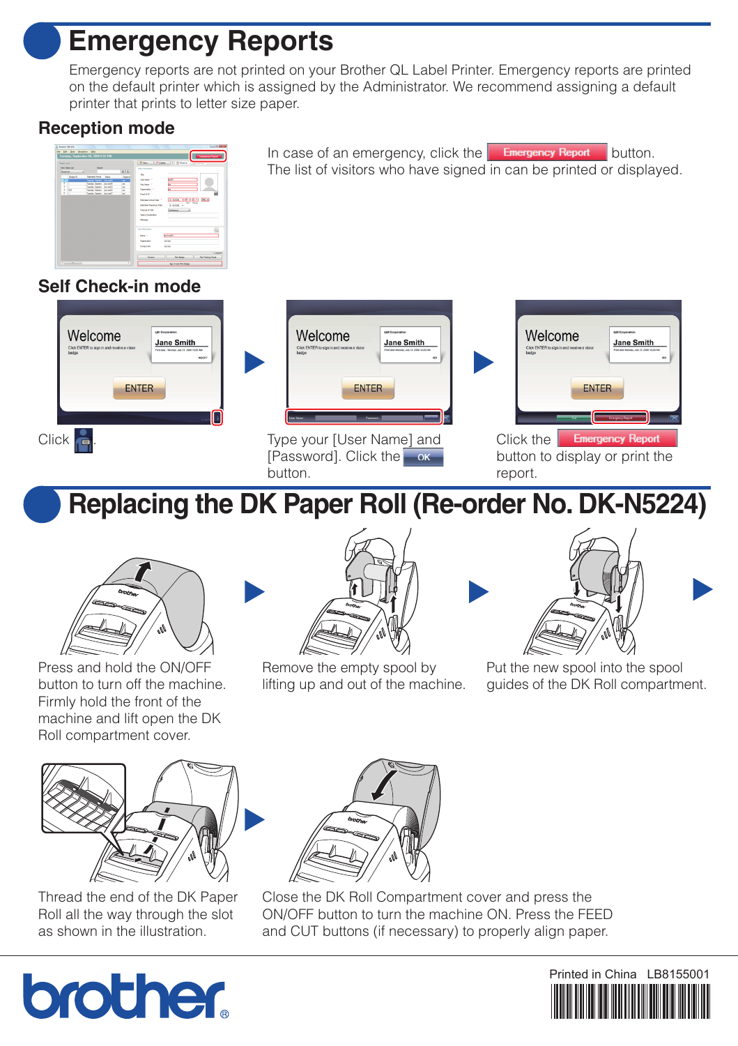# Emergency Reports

Emergency reports are not printed on your Brother QL Label Printer. Emergency reports are printed on the default printer which is assigned by the Administrator. We recommend assigning a default printer that prints to letter size paper.

## Reception mode

In case of an emergency, click the **Emergency Report** button.
The list of visitors who have signed in can be printed or displayed.

## Self Check-in mode

Click .

Type your [User Name] and [Password]. Click the **OK** button.

Click the **Emergency Report** button to display or print the report.

# Replacing the DK Paper Roll (Re-order No. DK-N5224)

Press and hold the ON/OFF button to turn off the machine. Firmly hold the front of the machine and lift open the DK Roll compartment cover.

Remove the empty spool by lifting up and out of the machine.

Put the new spool into the spool guides of the DK Roll compartment.

Thread the end of the DK Paper Roll all the way through the slot as shown in the illustration.

Close the DK Roll Compartment cover and press the ON/OFF button to turn the machine ON. Press the FEED and CUT buttons (if necessary) to properly align paper.

brother®

Printed in China LB8155001